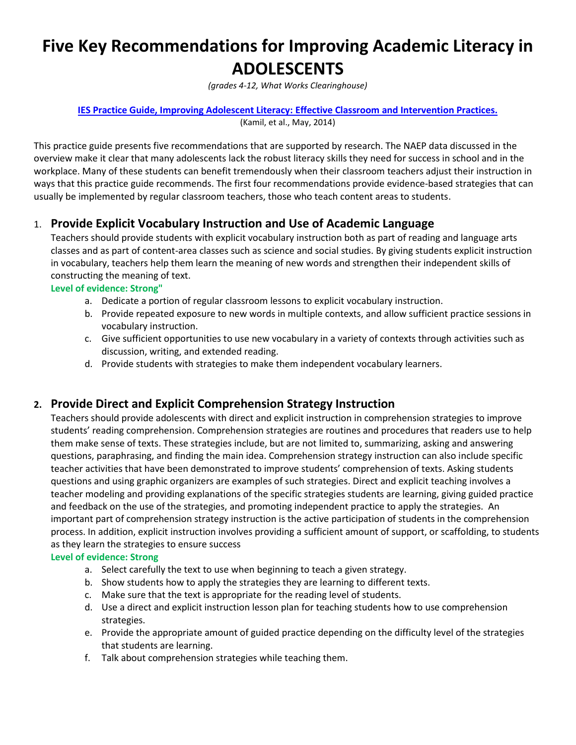# Five Key Recommendations for Improving Academic Literacy in ADOLESCENTS

*(grades 4-12, What Works Clearinghouse)*

**IES Practice Guide, Improving Adolescent Literacy: Effective Classroom and Intervention Practices.**

(Kamil, et al., May, 2014)

This practice guide presents five recommendations that are supported by research. The NAEP data discussed in the overview make it clear that many adolescents lack the robust literacy skills they need for success in school and in the workplace. Many of these students can benefit tremendously when their classroom teachers adjust their instruction in ways that this practice guide recommends. The first four recommendations provide evidence-based strategies that can usually be implemented by regular classroom teachers, those who teach content areas to students.

## 1. Provide Explicit Vocabulary Instruction and Use of Academic Language

Teachers should provide students with explicit vocabulary instruction both as part of reading and language arts classes and as part of content-area classes such as science and social studies. By giving students explicit instruction in vocabulary, teachers help them learn the meaning of new words and strengthen their independent skills of constructing the meaning of text.

**Level of evidence: Strong"**

a. Dedicate a portion of regular classroom lessons to explicit vocabulary instruction.
b. Provide repeated exposure to new words in multiple contexts, and allow sufficient practice sessions in vocabulary instruction.
c. Give sufficient opportunities to use new vocabulary in a variety of contexts through activities such as discussion, writing, and extended reading.
d. Provide students with strategies to make them independent vocabulary learners.

## 2. Provide Direct and Explicit Comprehension Strategy Instruction

Teachers should provide adolescents with direct and explicit instruction in comprehension strategies to improve students' reading comprehension. Comprehension strategies are routines and procedures that readers use to help them make sense of texts. These strategies include, but are not limited to, summarizing, asking and answering questions, paraphrasing, and finding the main idea. Comprehension strategy instruction can also include specific teacher activities that have been demonstrated to improve students' comprehension of texts. Asking students questions and using graphic organizers are examples of such strategies. Direct and explicit teaching involves a teacher modeling and providing explanations of the specific strategies students are learning, giving guided practice and feedback on the use of the strategies, and promoting independent practice to apply the strategies. An important part of comprehension strategy instruction is the active participation of students in the comprehension process. In addition, explicit instruction involves providing a sufficient amount of support, or scaffolding, to students as they learn the strategies to ensure success

**Level of evidence: Strong**

a. Select carefully the text to use when beginning to teach a given strategy.
b. Show students how to apply the strategies they are learning to different texts.
c. Make sure that the text is appropriate for the reading level of students.
d. Use a direct and explicit instruction lesson plan for teaching students how to use comprehension strategies.
e. Provide the appropriate amount of guided practice depending on the difficulty level of the strategies that students are learning.
f. Talk about comprehension strategies while teaching them.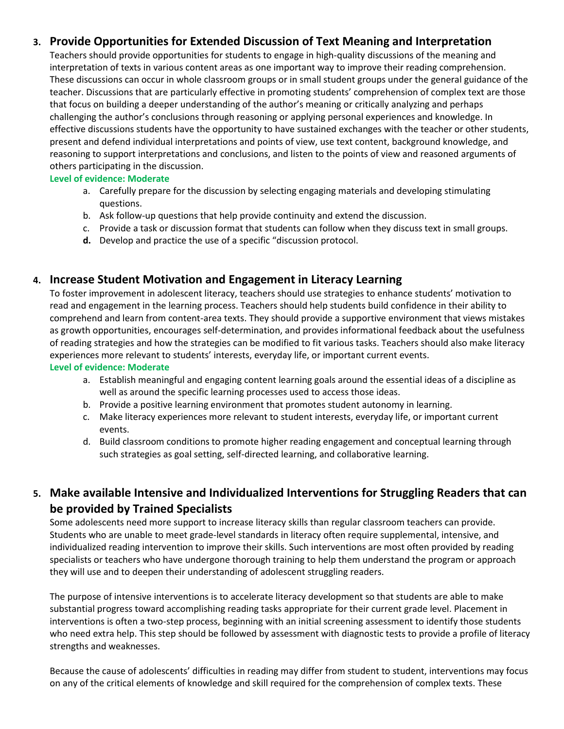## 3. Provide Opportunities for Extended Discussion of Text Meaning and Interpretation

Teachers should provide opportunities for students to engage in high-quality discussions of the meaning and interpretation of texts in various content areas as one important way to improve their reading comprehension. These discussions can occur in whole classroom groups or in small student groups under the general guidance of the teacher. Discussions that are particularly effective in promoting students' comprehension of complex text are those that focus on building a deeper understanding of the author's meaning or critically analyzing and perhaps challenging the author's conclusions through reasoning or applying personal experiences and knowledge. In effective discussions students have the opportunity to have sustained exchanges with the teacher or other students, present and defend individual interpretations and points of view, use text content, background knowledge, and reasoning to support interpretations and conclusions, and listen to the points of view and reasoned arguments of others participating in the discussion.

**Level of evidence: Moderate**

a. Carefully prepare for the discussion by selecting engaging materials and developing stimulating questions.
b. Ask follow-up questions that help provide continuity and extend the discussion.
c. Provide a task or discussion format that students can follow when they discuss text in small groups.
**d.** Develop and practice the use of a specific "discussion protocol.

## 4. Increase Student Motivation and Engagement in Literacy Learning

To foster improvement in adolescent literacy, teachers should use strategies to enhance students' motivation to read and engagement in the learning process. Teachers should help students build confidence in their ability to comprehend and learn from content-area texts. They should provide a supportive environment that views mistakes as growth opportunities, encourages self-determination, and provides informational feedback about the usefulness of reading strategies and how the strategies can be modified to fit various tasks. Teachers should also make literacy experiences more relevant to students' interests, everyday life, or important current events.

**Level of evidence: Moderate**

a. Establish meaningful and engaging content learning goals around the essential ideas of a discipline as well as around the specific learning processes used to access those ideas.
b. Provide a positive learning environment that promotes student autonomy in learning.
c. Make literacy experiences more relevant to student interests, everyday life, or important current events.
d. Build classroom conditions to promote higher reading engagement and conceptual learning through such strategies as goal setting, self-directed learning, and collaborative learning.

## 5. Make available Intensive and Individualized Interventions for Struggling Readers that can be provided by Trained Specialists

Some adolescents need more support to increase literacy skills than regular classroom teachers can provide. Students who are unable to meet grade-level standards in literacy often require supplemental, intensive, and individualized reading intervention to improve their skills. Such interventions are most often provided by reading specialists or teachers who have undergone thorough training to help them understand the program or approach they will use and to deepen their understanding of adolescent struggling readers.

The purpose of intensive interventions is to accelerate literacy development so that students are able to make substantial progress toward accomplishing reading tasks appropriate for their current grade level. Placement in interventions is often a two-step process, beginning with an initial screening assessment to identify those students who need extra help. This step should be followed by assessment with diagnostic tests to provide a profile of literacy strengths and weaknesses.

Because the cause of adolescents' difficulties in reading may differ from student to student, interventions may focus on any of the critical elements of knowledge and skill required for the comprehension of complex texts. These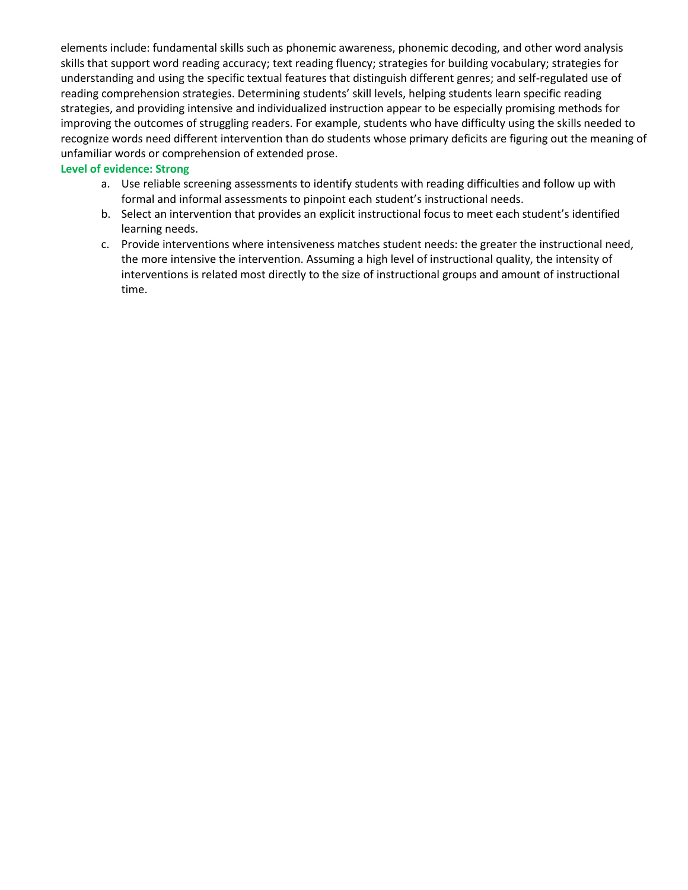elements include: fundamental skills such as phonemic awareness, phonemic decoding, and other word analysis skills that support word reading accuracy; text reading fluency; strategies for building vocabulary; strategies for understanding and using the specific textual features that distinguish different genres; and self-regulated use of reading comprehension strategies. Determining students' skill levels, helping students learn specific reading strategies, and providing intensive and individualized instruction appear to be especially promising methods for improving the outcomes of struggling readers. For example, students who have difficulty using the skills needed to recognize words need different intervention than do students whose primary deficits are figuring out the meaning of unfamiliar words or comprehension of extended prose.

**Level of evidence: Strong**

a. Use reliable screening assessments to identify students with reading difficulties and follow up with formal and informal assessments to pinpoint each student's instructional needs.
b. Select an intervention that provides an explicit instructional focus to meet each student's identified learning needs.
c. Provide interventions where intensiveness matches student needs: the greater the instructional need, the more intensive the intervention. Assuming a high level of instructional quality, the intensity of interventions is related most directly to the size of instructional groups and amount of instructional time.